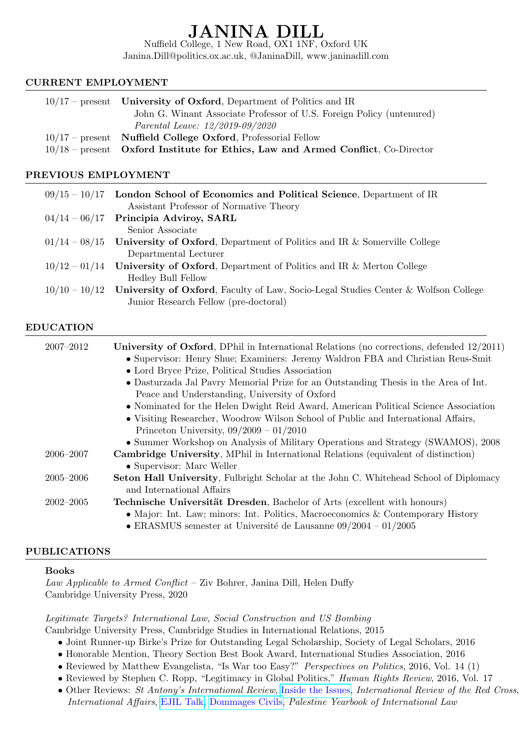# JANINA DILL

Nuffield College, 1 New Road, OX1 1NF, Oxford UK
Janina.Dill@politics.ox.ac.uk, @JaninaDill, www.janinadill.com

## CURRENT EMPLOYMENT

10/17 – present **University of Oxford**, Department of Politics and IR
John G. Winant Associate Professor of U.S. Foreign Policy (untenured)
*Parental Leave: 12/2019-09/2020*

10/17 – present **Nuffield College Oxford**, Professorial Fellow

10/18 – present **Oxford Institute for Ethics, Law and Armed Conflict**, Co-Director

## PREVIOUS EMPLOYMENT

09/15 – 10/17 **London School of Economics and Political Science**, Department of IR
Assistant Professor of Normative Theory

04/14 – 06/17 **Principia Adviroy, SARL**
Senior Associate

01/14 – 08/15 **University of Oxford**, Department of Politics and IR & Somerville College
Departmental Lecturer

10/12 – 01/14 **University of Oxford**, Department of Politics and IR & Merton College
Hedley Bull Fellow

10/10 – 10/12 **University of Oxford**, Faculty of Law, Socio-Legal Studies Center & Wolfson College
Junior Research Fellow (pre-doctoral)

## EDUCATION

2007–2012 **University of Oxford**, DPhil in International Relations (no corrections, defended 12/2011)

- Supervisor: Henry Shue; Examiners: Jeremy Waldron FBA and Christian Reus-Smit
- Lord Bryce Prize, Political Studies Association
- Dasturzada Jal Pavry Memorial Prize for an Outstanding Thesis in the Area of Int. Peace and Understanding, University of Oxford
- Nominated for the Helen Dwight Reid Award, American Political Science Association
- Visiting Researcher, Woodrow Wilson School of Public and International Affairs, Princeton University, 09/2009 – 01/2010
- Summer Workshop on Analysis of Military Operations and Strategy (SWAMOS), 2008

2006–2007 **Cambridge University**, MPhil in International Relations (equivalent of distinction)

- Supervisor: Marc Weller

2005–2006 **Seton Hall University**, Fulbright Scholar at the John C. Whitehead School of Diplomacy and International Affairs

2002–2005 **Technische Universität Dresden**, Bachelor of Arts (excellent with honours)

- Major: Int. Law; minors: Int. Politics, Macroeconomics & Contemporary History
- ERASMUS semester at Université de Lausanne 09/2004 – 01/2005

## PUBLICATIONS

### Books

*Law Applicable to Armed Conflict* – Ziv Bohrer, Janina Dill, Helen Duffy
Cambridge University Press, 2020

*Legitimate Targets? International Law, Social Construction and US Bombing*
Cambridge University Press, Cambridge Studies in International Relations, 2015

- Joint Runner-up Birke's Prize for Outstanding Legal Scholarship, Society of Legal Scholars, 2016
- Honorable Mention, Theory Section Best Book Award, International Studies Association, 2016
- Reviewed by Matthew Evangelista, "Is War too Easy?" *Perspectives on Politics*, 2016, Vol. 14 (1)
- Reviewed by Stephen C. Ropp, "Legitimacy in Global Politics," *Human Rights Review*, 2016, Vol. 17
- Other Reviews: *St Antony's International Review*, Inside the Issues, *International Review of the Red Cross*, *International Affairs*, EJIL Talk, Dommages Civils, *Palestine Yearbook of International Law*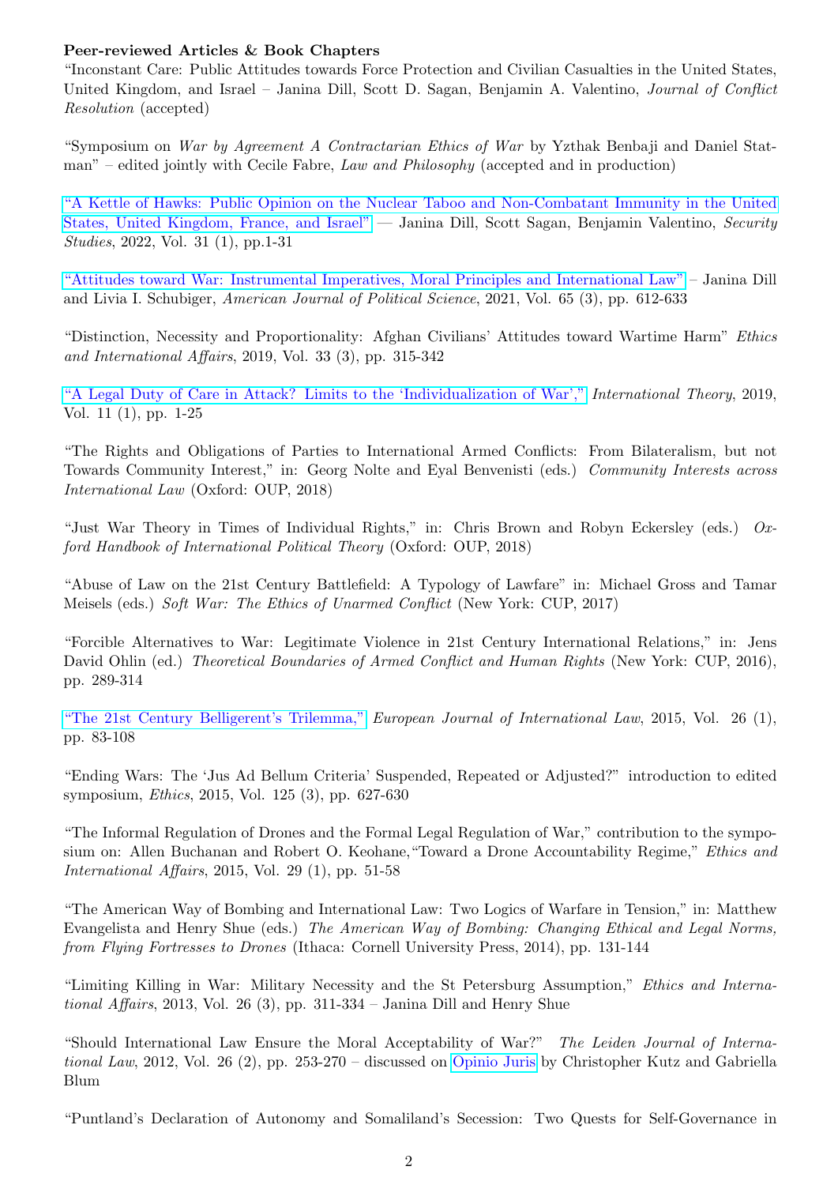**Peer-reviewed Articles & Book Chapters**

"Inconstant Care: Public Attitudes towards Force Protection and Civilian Casualties in the United States, United Kingdom, and Israel – Janina Dill, Scott D. Sagan, Benjamin A. Valentino, *Journal of Conflict Resolution* (accepted)

"Symposium on *War by Agreement A Contractarian Ethics of War* by Yzthak Benbaji and Daniel Statman" – edited jointly with Cecile Fabre, *Law and Philosophy* (accepted and in production)

"A Kettle of Hawks: Public Opinion on the Nuclear Taboo and Non-Combatant Immunity in the United States, United Kingdom, France, and Israel" — Janina Dill, Scott Sagan, Benjamin Valentino, *Security Studies*, 2022, Vol. 31 (1), pp.1-31

"Attitudes toward War: Instrumental Imperatives, Moral Principles and International Law" – Janina Dill and Livia I. Schubiger, *American Journal of Political Science*, 2021, Vol. 65 (3), pp. 612-633

"Distinction, Necessity and Proportionality: Afghan Civilians' Attitudes toward Wartime Harm" *Ethics and International Affairs*, 2019, Vol. 33 (3), pp. 315-342

"A Legal Duty of Care in Attack? Limits to the 'Individualization of War'," *International Theory*, 2019, Vol. 11 (1), pp. 1-25

"The Rights and Obligations of Parties to International Armed Conflicts: From Bilateralism, but not Towards Community Interest," in: Georg Nolte and Eyal Benvenisti (eds.) *Community Interests across International Law* (Oxford: OUP, 2018)

"Just War Theory in Times of Individual Rights," in: Chris Brown and Robyn Eckersley (eds.) *Oxford Handbook of International Political Theory* (Oxford: OUP, 2018)

"Abuse of Law on the 21st Century Battlefield: A Typology of Lawfare" in: Michael Gross and Tamar Meisels (eds.) *Soft War: The Ethics of Unarmed Conflict* (New York: CUP, 2017)

"Forcible Alternatives to War: Legitimate Violence in 21st Century International Relations," in: Jens David Ohlin (ed.) *Theoretical Boundaries of Armed Conflict and Human Rights* (New York: CUP, 2016), pp. 289-314

"The 21st Century Belligerent's Trilemma," *European Journal of International Law*, 2015, Vol. 26 (1), pp. 83-108

"Ending Wars: The 'Jus Ad Bellum Criteria' Suspended, Repeated or Adjusted?" introduction to edited symposium, *Ethics*, 2015, Vol. 125 (3), pp. 627-630

"The Informal Regulation of Drones and the Formal Legal Regulation of War," contribution to the symposium on: Allen Buchanan and Robert O. Keohane,"Toward a Drone Accountability Regime," *Ethics and International Affairs*, 2015, Vol. 29 (1), pp. 51-58

"The American Way of Bombing and International Law: Two Logics of Warfare in Tension," in: Matthew Evangelista and Henry Shue (eds.) *The American Way of Bombing: Changing Ethical and Legal Norms, from Flying Fortresses to Drones* (Ithaca: Cornell University Press, 2014), pp. 131-144

"Limiting Killing in War: Military Necessity and the St Petersburg Assumption," *Ethics and International Affairs*, 2013, Vol. 26 (3), pp. 311-334 – Janina Dill and Henry Shue

"Should International Law Ensure the Moral Acceptability of War?" *The Leiden Journal of International Law*, 2012, Vol. 26 (2), pp. 253-270 – discussed on Opinio Juris by Christopher Kutz and Gabriella Blum

"Puntland's Declaration of Autonomy and Somaliland's Secession: Two Quests for Self-Governance in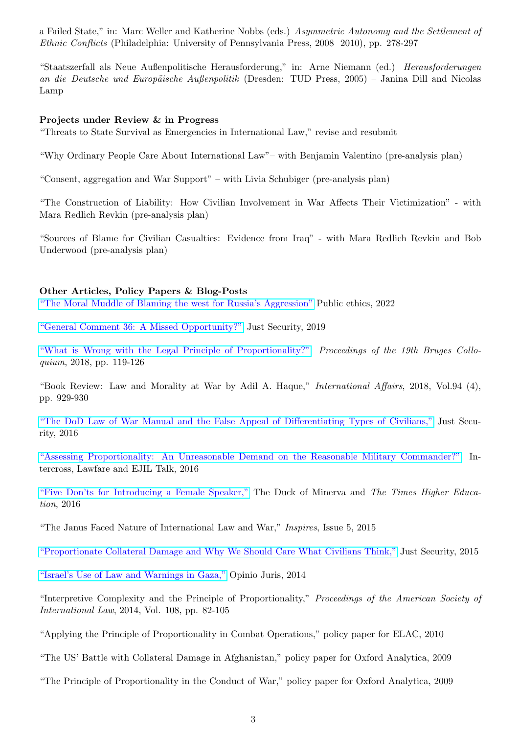a Failed State," in: Marc Weller and Katherine Nobbs (eds.) *Asymmetric Autonomy and the Settlement of Ethnic Conflicts* (Philadelphia: University of Pennsylvania Press, 2008 2010), pp. 278-297

"Staatszerfall als Neue Außenpolitische Herausforderung," in: Arne Niemann (ed.) *Herausforderungen an die Deutsche und Europäische Außenpolitik* (Dresden: TUD Press, 2005) – Janina Dill and Nicolas Lamp

**Projects under Review & in Progress**

"Threats to State Survival as Emergencies in International Law," revise and resubmit

"Why Ordinary People Care About International Law"– with Benjamin Valentino (pre-analysis plan)

"Consent, aggregation and War Support" – with Livia Schubiger (pre-analysis plan)

"The Construction of Liability: How Civilian Involvement in War Affects Their Victimization" - with Mara Redlich Revkin (pre-analysis plan)

"Sources of Blame for Civilian Casualties: Evidence from Iraq" - with Mara Redlich Revkin and Bob Underwood (pre-analysis plan)

**Other Articles, Policy Papers & Blog-Posts**

"The Moral Muddle of Blaming the west for Russia's Aggression" Public ethics, 2022

"General Comment 36: A Missed Opportunity?" Just Security, 2019

"What is Wrong with the Legal Principle of Proportionality?" *Proceedings of the 19th Bruges Colloquium*, 2018, pp. 119-126

"Book Review: Law and Morality at War by Adil A. Haque," *International Affairs*, 2018, Vol.94 (4), pp. 929-930

"The DoD Law of War Manual and the False Appeal of Differentiating Types of Civilians," Just Security, 2016

"Assessing Proportionality: An Unreasonable Demand on the Reasonable Military Commander?" Intercross, Lawfare and EJIL Talk, 2016

"Five Don'ts for Introducing a Female Speaker," The Duck of Minerva and *The Times Higher Education*, 2016

"The Janus Faced Nature of International Law and War," *Inspires*, Issue 5, 2015

"Proportionate Collateral Damage and Why We Should Care What Civilians Think," Just Security, 2015

"Israel's Use of Law and Warnings in Gaza," Opinio Juris, 2014

"Interpretive Complexity and the Principle of Proportionality," *Proceedings of the American Society of International Law*, 2014, Vol. 108, pp. 82-105

"Applying the Principle of Proportionality in Combat Operations," policy paper for ELAC, 2010

"The US' Battle with Collateral Damage in Afghanistan," policy paper for Oxford Analytica, 2009

"The Principle of Proportionality in the Conduct of War," policy paper for Oxford Analytica, 2009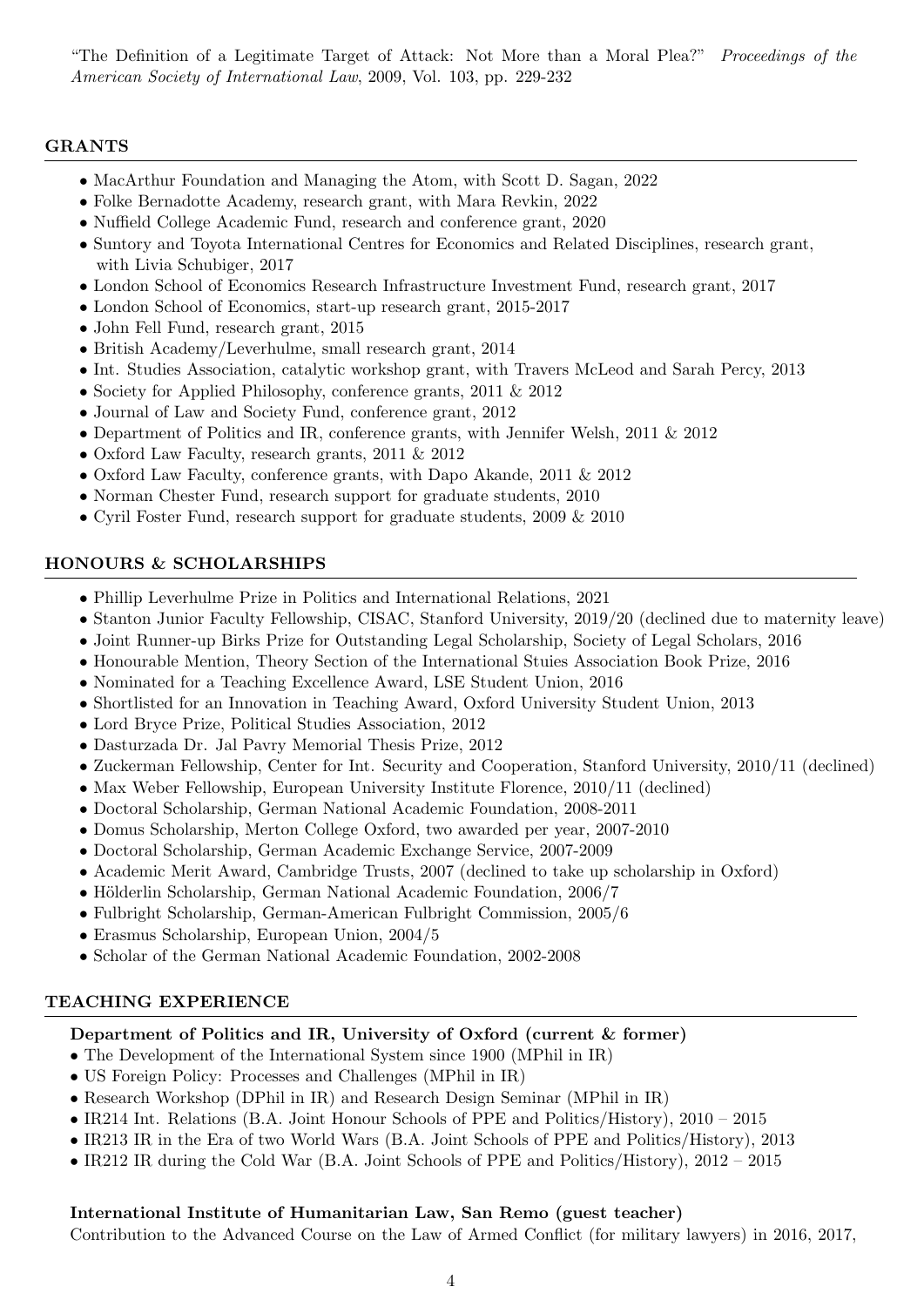"The Definition of a Legitimate Target of Attack: Not More than a Moral Plea?" *Proceedings of the American Society of International Law*, 2009, Vol. 103, pp. 229-232

## GRANTS

- MacArthur Foundation and Managing the Atom, with Scott D. Sagan, 2022
- Folke Bernadotte Academy, research grant, with Mara Revkin, 2022
- Nuffield College Academic Fund, research and conference grant, 2020
- Suntory and Toyota International Centres for Economics and Related Disciplines, research grant, with Livia Schubiger, 2017
- London School of Economics Research Infrastructure Investment Fund, research grant, 2017
- London School of Economics, start-up research grant, 2015-2017
- John Fell Fund, research grant, 2015
- British Academy/Leverhulme, small research grant, 2014
- Int. Studies Association, catalytic workshop grant, with Travers McLeod and Sarah Percy, 2013
- Society for Applied Philosophy, conference grants, 2011 & 2012
- Journal of Law and Society Fund, conference grant, 2012
- Department of Politics and IR, conference grants, with Jennifer Welsh, 2011 & 2012
- Oxford Law Faculty, research grants, 2011 & 2012
- Oxford Law Faculty, conference grants, with Dapo Akande, 2011 & 2012
- Norman Chester Fund, research support for graduate students, 2010
- Cyril Foster Fund, research support for graduate students, 2009 & 2010

## HONOURS & SCHOLARSHIPS

- Phillip Leverhulme Prize in Politics and International Relations, 2021
- Stanton Junior Faculty Fellowship, CISAC, Stanford University, 2019/20 (declined due to maternity leave)
- Joint Runner-up Birks Prize for Outstanding Legal Scholarship, Society of Legal Scholars, 2016
- Honourable Mention, Theory Section of the International Stuies Association Book Prize, 2016
- Nominated for a Teaching Excellence Award, LSE Student Union, 2016
- Shortlisted for an Innovation in Teaching Award, Oxford University Student Union, 2013
- Lord Bryce Prize, Political Studies Association, 2012
- Dasturzada Dr. Jal Pavry Memorial Thesis Prize, 2012
- Zuckerman Fellowship, Center for Int. Security and Cooperation, Stanford University, 2010/11 (declined)
- Max Weber Fellowship, European University Institute Florence, 2010/11 (declined)
- Doctoral Scholarship, German National Academic Foundation, 2008-2011
- Domus Scholarship, Merton College Oxford, two awarded per year, 2007-2010
- Doctoral Scholarship, German Academic Exchange Service, 2007-2009
- Academic Merit Award, Cambridge Trusts, 2007 (declined to take up scholarship in Oxford)
- Hölderlin Scholarship, German National Academic Foundation, 2006/7
- Fulbright Scholarship, German-American Fulbright Commission, 2005/6
- Erasmus Scholarship, European Union, 2004/5
- Scholar of the German National Academic Foundation, 2002-2008

## TEACHING EXPERIENCE

### Department of Politics and IR, University of Oxford (current & former)

- The Development of the International System since 1900 (MPhil in IR)
- US Foreign Policy: Processes and Challenges (MPhil in IR)
- Research Workshop (DPhil in IR) and Research Design Seminar (MPhil in IR)
- IR214 Int. Relations (B.A. Joint Honour Schools of PPE and Politics/History), 2010 – 2015
- IR213 IR in the Era of two World Wars (B.A. Joint Schools of PPE and Politics/History), 2013
- IR212 IR during the Cold War (B.A. Joint Schools of PPE and Politics/History), 2012 – 2015

### International Institute of Humanitarian Law, San Remo (guest teacher)

Contribution to the Advanced Course on the Law of Armed Conflict (for military lawyers) in 2016, 2017,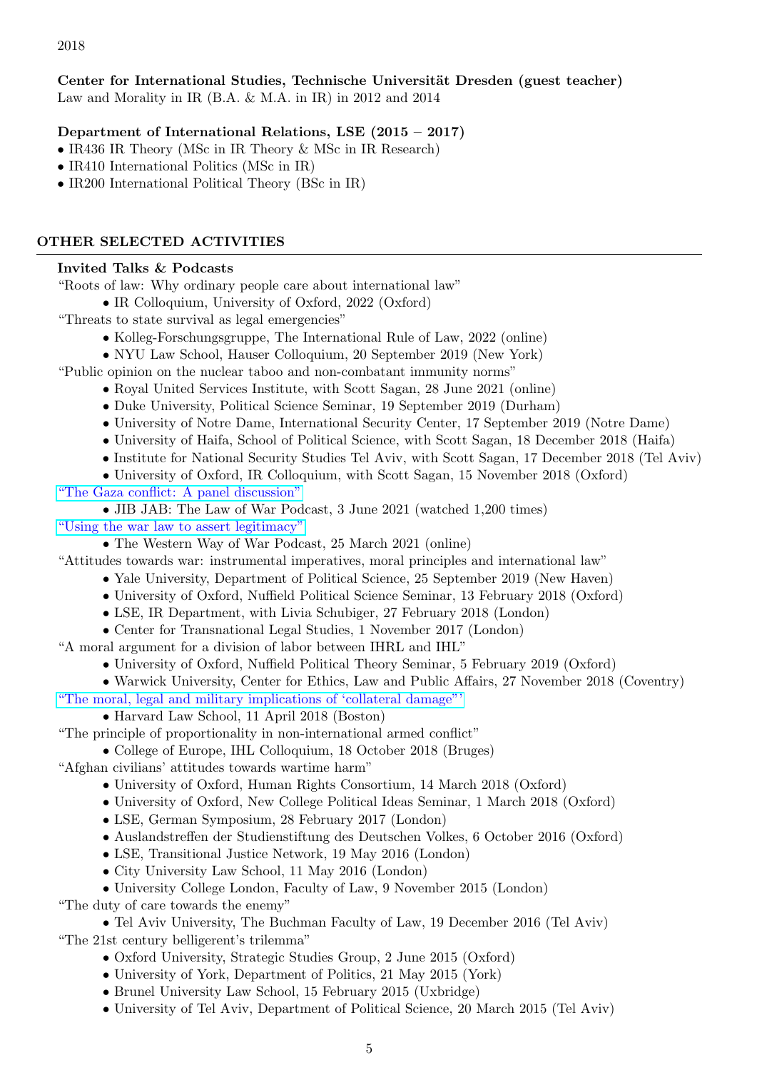2018

**Center for International Studies, Technische Universität Dresden (guest teacher)**
Law and Morality in IR (B.A. & M.A. in IR) in 2012 and 2014

**Department of International Relations, LSE (2015 – 2017)**
- IR436 IR Theory (MSc in IR Theory & MSc in IR Research)
- IR410 International Politics (MSc in IR)
- IR200 International Political Theory (BSc in IR)

## OTHER SELECTED ACTIVITIES

**Invited Talks & Podcasts**

"Roots of law: Why ordinary people care about international law"
- IR Colloquium, University of Oxford, 2022 (Oxford)

"Threats to state survival as legal emergencies"
- Kolleg-Forschungsgruppe, The International Rule of Law, 2022 (online)
- NYU Law School, Hauser Colloquium, 20 September 2019 (New York)

"Public opinion on the nuclear taboo and non-combatant immunity norms"
- Royal United Services Institute, with Scott Sagan, 28 June 2021 (online)
- Duke University, Political Science Seminar, 19 September 2019 (Durham)
- University of Notre Dame, International Security Center, 17 September 2019 (Notre Dame)
- University of Haifa, School of Political Science, with Scott Sagan, 18 December 2018 (Haifa)
- Institute for National Security Studies Tel Aviv, with Scott Sagan, 17 December 2018 (Tel Aviv)
- University of Oxford, IR Colloquium, with Scott Sagan, 15 November 2018 (Oxford)

"The Gaza conflict: A panel discussion"
- JIB JAB: The Law of War Podcast, 3 June 2021 (watched 1,200 times)

"Using the war law to assert legitimacy"
- The Western Way of War Podcast, 25 March 2021 (online)

"Attitudes towards war: instrumental imperatives, moral principles and international law"
- Yale University, Department of Political Science, 25 September 2019 (New Haven)
- University of Oxford, Nuffield Political Science Seminar, 13 February 2018 (Oxford)
- LSE, IR Department, with Livia Schubiger, 27 February 2018 (London)
- Center for Transnational Legal Studies, 1 November 2017 (London)

"A moral argument for a division of labor between IHRL and IHL"
- University of Oxford, Nuffield Political Theory Seminar, 5 February 2019 (Oxford)
- Warwick University, Center for Ethics, Law and Public Affairs, 27 November 2018 (Coventry)

"The moral, legal and military implications of 'collateral damage"'
- Harvard Law School, 11 April 2018 (Boston)

"The principle of proportionality in non-international armed conflict"
- College of Europe, IHL Colloquium, 18 October 2018 (Bruges)

"Afghan civilians' attitudes towards wartime harm"
- University of Oxford, Human Rights Consortium, 14 March 2018 (Oxford)
- University of Oxford, New College Political Ideas Seminar, 1 March 2018 (Oxford)
- LSE, German Symposium, 28 February 2017 (London)
- Auslandstreffen der Studienstiftung des Deutschen Volkes, 6 October 2016 (Oxford)
- LSE, Transitional Justice Network, 19 May 2016 (London)
- City University Law School, 11 May 2016 (London)
- University College London, Faculty of Law, 9 November 2015 (London)

"The duty of care towards the enemy"
- Tel Aviv University, The Buchman Faculty of Law, 19 December 2016 (Tel Aviv)

"The 21st century belligerent's trilemma"
- Oxford University, Strategic Studies Group, 2 June 2015 (Oxford)
- University of York, Department of Politics, 21 May 2015 (York)
- Brunel University Law School, 15 February 2015 (Uxbridge)
- University of Tel Aviv, Department of Political Science, 20 March 2015 (Tel Aviv)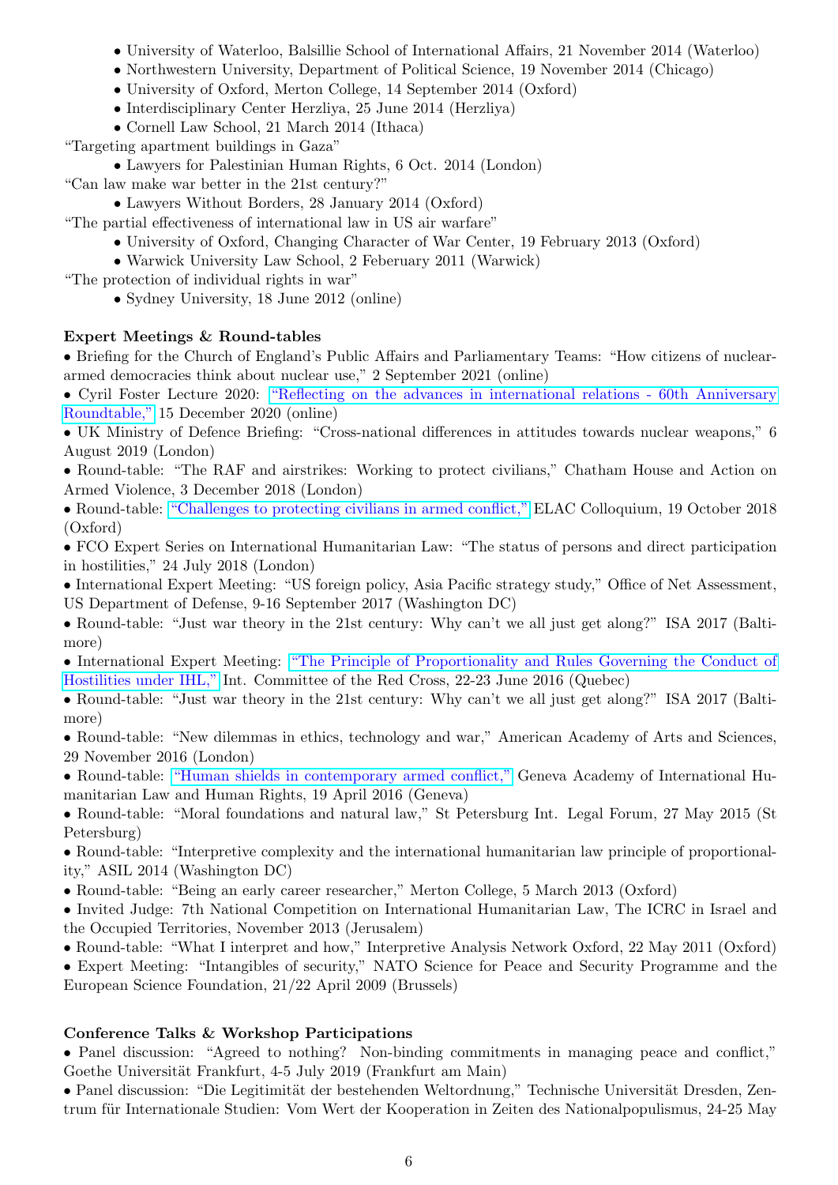- University of Waterloo, Balsillie School of International Affairs, 21 November 2014 (Waterloo)
- Northwestern University, Department of Political Science, 19 November 2014 (Chicago)
- University of Oxford, Merton College, 14 September 2014 (Oxford)
- Interdisciplinary Center Herzliya, 25 June 2014 (Herzliya)
- Cornell Law School, 21 March 2014 (Ithaca)

"Targeting apartment buildings in Gaza"

- Lawyers for Palestinian Human Rights, 6 Oct. 2014 (London)

"Can law make war better in the 21st century?"

- Lawyers Without Borders, 28 January 2014 (Oxford)

"The partial effectiveness of international law in US air warfare"

- University of Oxford, Changing Character of War Center, 19 February 2013 (Oxford)
- Warwick University Law School, 2 Feberuary 2011 (Warwick)

"The protection of individual rights in war"

- Sydney University, 18 June 2012 (online)

**Expert Meetings & Round-tables**

- Briefing for the Church of England's Public Affairs and Parliamentary Teams: "How citizens of nuclear-armed democracies think about nuclear use," 2 September 2021 (online)
- Cyril Foster Lecture 2020: "Reflecting on the advances in international relations - 60th Anniversary Roundtable," 15 December 2020 (online)
- UK Ministry of Defence Briefing: "Cross-national differences in attitudes towards nuclear weapons," 6 August 2019 (London)
- Round-table: "The RAF and airstrikes: Working to protect civilians," Chatham House and Action on Armed Violence, 3 December 2018 (London)
- Round-table: "Challenges to protecting civilians in armed conflict," ELAC Colloquium, 19 October 2018 (Oxford)
- FCO Expert Series on International Humanitarian Law: "The status of persons and direct participation in hostilities," 24 July 2018 (London)
- International Expert Meeting: "US foreign policy, Asia Pacific strategy study," Office of Net Assessment, US Department of Defense, 9-16 September 2017 (Washington DC)
- Round-table: "Just war theory in the 21st century: Why can't we all just get along?" ISA 2017 (Baltimore)
- International Expert Meeting: "The Principle of Proportionality and Rules Governing the Conduct of Hostilities under IHL," Int. Committee of the Red Cross, 22-23 June 2016 (Quebec)
- Round-table: "Just war theory in the 21st century: Why can't we all just get along?" ISA 2017 (Baltimore)
- Round-table: "New dilemmas in ethics, technology and war," American Academy of Arts and Sciences, 29 November 2016 (London)
- Round-table: "Human shields in contemporary armed conflict," Geneva Academy of International Humanitarian Law and Human Rights, 19 April 2016 (Geneva)
- Round-table: "Moral foundations and natural law," St Petersburg Int. Legal Forum, 27 May 2015 (St Petersburg)
- Round-table: "Interpretive complexity and the international humanitarian law principle of proportionality," ASIL 2014 (Washington DC)
- Round-table: "Being an early career researcher," Merton College, 5 March 2013 (Oxford)
- Invited Judge: 7th National Competition on International Humanitarian Law, The ICRC in Israel and the Occupied Territories, November 2013 (Jerusalem)
- Round-table: "What I interpret and how," Interpretive Analysis Network Oxford, 22 May 2011 (Oxford)
- Expert Meeting: "Intangibles of security," NATO Science for Peace and Security Programme and the European Science Foundation, 21/22 April 2009 (Brussels)

**Conference Talks & Workshop Participations**

- Panel discussion: "Agreed to nothing? Non-binding commitments in managing peace and conflict," Goethe Universität Frankfurt, 4-5 July 2019 (Frankfurt am Main)
- Panel discussion: "Die Legitimität der bestehenden Weltordnung," Technische Universität Dresden, Zentrum für Internationale Studien: Vom Wert der Kooperation in Zeiten des Nationalpopulismus, 24-25 May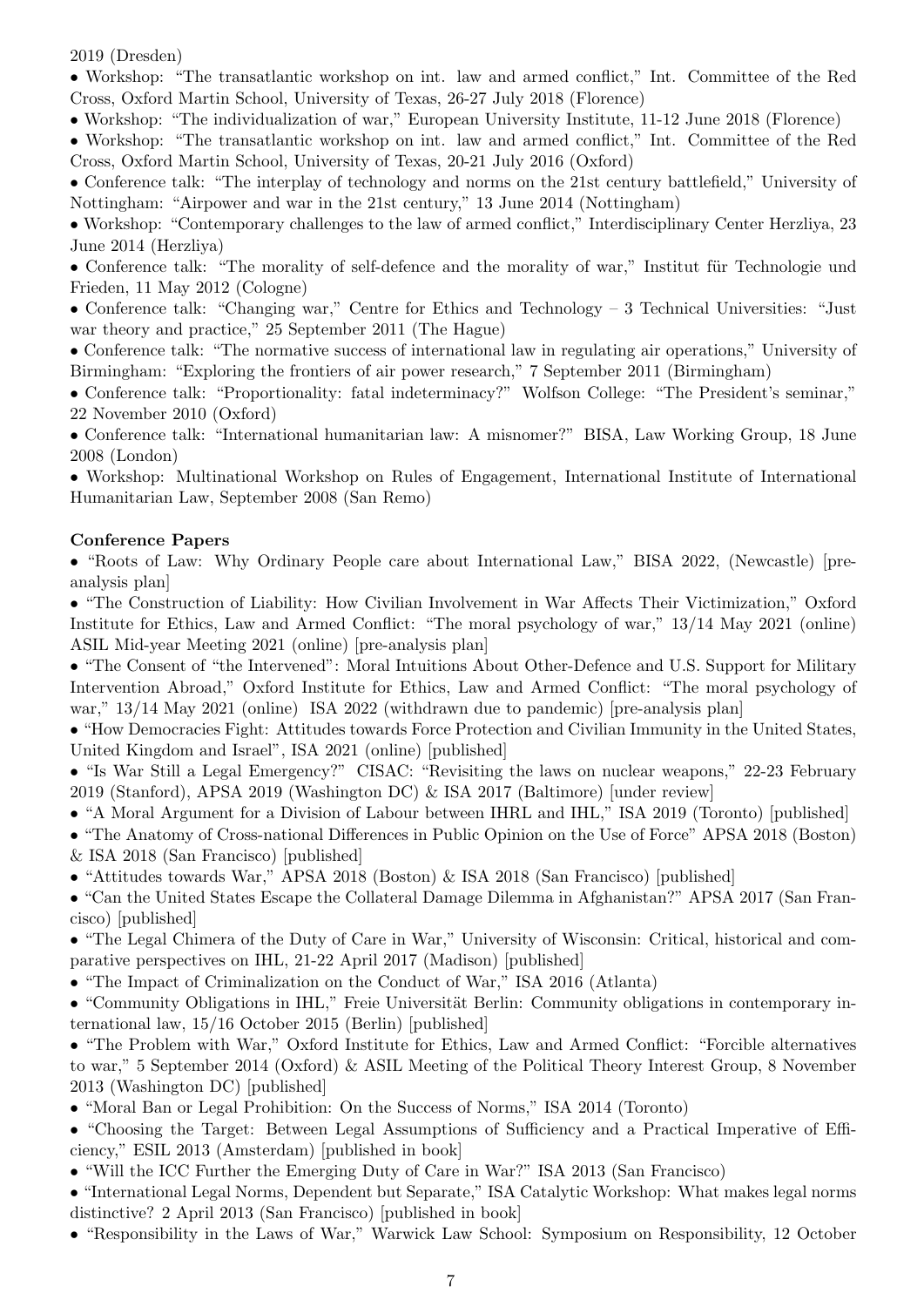2019 (Dresden)

- Workshop: "The transatlantic workshop on int. law and armed conflict," Int. Committee of the Red Cross, Oxford Martin School, University of Texas, 26-27 July 2018 (Florence)
- Workshop: "The individualization of war," European University Institute, 11-12 June 2018 (Florence)
- Workshop: "The transatlantic workshop on int. law and armed conflict," Int. Committee of the Red Cross, Oxford Martin School, University of Texas, 20-21 July 2016 (Oxford)
- Conference talk: "The interplay of technology and norms on the 21st century battlefield," University of Nottingham: "Airpower and war in the 21st century," 13 June 2014 (Nottingham)
- Workshop: "Contemporary challenges to the law of armed conflict," Interdisciplinary Center Herzliya, 23 June 2014 (Herzliya)
- Conference talk: "The morality of self-defence and the morality of war," Institut für Technologie und Frieden, 11 May 2012 (Cologne)
- Conference talk: "Changing war," Centre for Ethics and Technology – 3 Technical Universities: "Just war theory and practice," 25 September 2011 (The Hague)
- Conference talk: "The normative success of international law in regulating air operations," University of Birmingham: "Exploring the frontiers of air power research," 7 September 2011 (Birmingham)
- Conference talk: "Proportionality: fatal indeterminacy?" Wolfson College: "The President's seminar," 22 November 2010 (Oxford)
- Conference talk: "International humanitarian law: A misnomer?" BISA, Law Working Group, 18 June 2008 (London)
- Workshop: Multinational Workshop on Rules of Engagement, International Institute of International Humanitarian Law, September 2008 (San Remo)

**Conference Papers**

- "Roots of Law: Why Ordinary People care about International Law," BISA 2022, (Newcastle) [pre-analysis plan]
- "The Construction of Liability: How Civilian Involvement in War Affects Their Victimization," Oxford Institute for Ethics, Law and Armed Conflict: "The moral psychology of war," 13/14 May 2021 (online) ASIL Mid-year Meeting 2021 (online) [pre-analysis plan]
- "The Consent of "the Intervened": Moral Intuitions About Other-Defence and U.S. Support for Military Intervention Abroad," Oxford Institute for Ethics, Law and Armed Conflict: "The moral psychology of war," 13/14 May 2021 (online) ISA 2022 (withdrawn due to pandemic) [pre-analysis plan]
- "How Democracies Fight: Attitudes towards Force Protection and Civilian Immunity in the United States, United Kingdom and Israel", ISA 2021 (online) [published]
- "Is War Still a Legal Emergency?" CISAC: "Revisiting the laws on nuclear weapons," 22-23 February 2019 (Stanford), APSA 2019 (Washington DC) & ISA 2017 (Baltimore) [under review]
- "A Moral Argument for a Division of Labour between IHRL and IHL," ISA 2019 (Toronto) [published]
- "The Anatomy of Cross-national Differences in Public Opinion on the Use of Force" APSA 2018 (Boston) & ISA 2018 (San Francisco) [published]
- "Attitudes towards War," APSA 2018 (Boston) & ISA 2018 (San Francisco) [published]
- "Can the United States Escape the Collateral Damage Dilemma in Afghanistan?" APSA 2017 (San Francisco) [published]
- "The Legal Chimera of the Duty of Care in War," University of Wisconsin: Critical, historical and comparative perspectives on IHL, 21-22 April 2017 (Madison) [published]
- "The Impact of Criminalization on the Conduct of War," ISA 2016 (Atlanta)
- "Community Obligations in IHL," Freie Universität Berlin: Community obligations in contemporary international law, 15/16 October 2015 (Berlin) [published]
- "The Problem with War," Oxford Institute for Ethics, Law and Armed Conflict: "Forcible alternatives to war," 5 September 2014 (Oxford) & ASIL Meeting of the Political Theory Interest Group, 8 November 2013 (Washington DC) [published]
- "Moral Ban or Legal Prohibition: On the Success of Norms," ISA 2014 (Toronto)
- "Choosing the Target: Between Legal Assumptions of Sufficiency and a Practical Imperative of Efficiency," ESIL 2013 (Amsterdam) [published in book]
- "Will the ICC Further the Emerging Duty of Care in War?" ISA 2013 (San Francisco)
- "International Legal Norms, Dependent but Separate," ISA Catalytic Workshop: What makes legal norms distinctive? 2 April 2013 (San Francisco) [published in book]
- "Responsibility in the Laws of War," Warwick Law School: Symposium on Responsibility, 12 October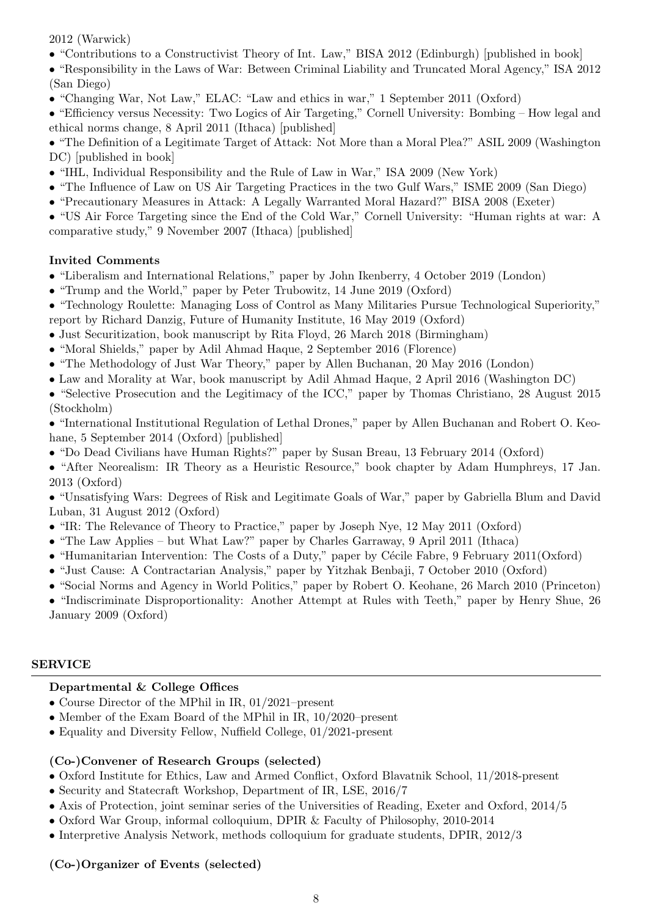2012 (Warwick)

- "Contributions to a Constructivist Theory of Int. Law," BISA 2012 (Edinburgh) [published in book]
- "Responsibility in the Laws of War: Between Criminal Liability and Truncated Moral Agency," ISA 2012 (San Diego)
- "Changing War, Not Law," ELAC: "Law and ethics in war," 1 September 2011 (Oxford)
- "Efficiency versus Necessity: Two Logics of Air Targeting," Cornell University: Bombing – How legal and ethical norms change, 8 April 2011 (Ithaca) [published]
- "The Definition of a Legitimate Target of Attack: Not More than a Moral Plea?" ASIL 2009 (Washington DC) [published in book]
- "IHL, Individual Responsibility and the Rule of Law in War," ISA 2009 (New York)
- "The Influence of Law on US Air Targeting Practices in the two Gulf Wars," ISME 2009 (San Diego)
- "Precautionary Measures in Attack: A Legally Warranted Moral Hazard?" BISA 2008 (Exeter)
- "US Air Force Targeting since the End of the Cold War," Cornell University: "Human rights at war: A comparative study," 9 November 2007 (Ithaca) [published]

### Invited Comments

- "Liberalism and International Relations," paper by John Ikenberry, 4 October 2019 (London)
- "Trump and the World," paper by Peter Trubowitz, 14 June 2019 (Oxford)
- "Technology Roulette: Managing Loss of Control as Many Militaries Pursue Technological Superiority," report by Richard Danzig, Future of Humanity Institute, 16 May 2019 (Oxford)
- Just Securitization, book manuscript by Rita Floyd, 26 March 2018 (Birmingham)
- "Moral Shields," paper by Adil Ahmad Haque, 2 September 2016 (Florence)
- "The Methodology of Just War Theory," paper by Allen Buchanan, 20 May 2016 (London)
- Law and Morality at War, book manuscript by Adil Ahmad Haque, 2 April 2016 (Washington DC)
- "Selective Prosecution and the Legitimacy of the ICC," paper by Thomas Christiano, 28 August 2015 (Stockholm)
- "International Institutional Regulation of Lethal Drones," paper by Allen Buchanan and Robert O. Keohane, 5 September 2014 (Oxford) [published]
- "Do Dead Civilians have Human Rights?" paper by Susan Breau, 13 February 2014 (Oxford)
- "After Neorealism: IR Theory as a Heuristic Resource," book chapter by Adam Humphreys, 17 Jan. 2013 (Oxford)
- "Unsatisfying Wars: Degrees of Risk and Legitimate Goals of War," paper by Gabriella Blum and David Luban, 31 August 2012 (Oxford)
- "IR: The Relevance of Theory to Practice," paper by Joseph Nye, 12 May 2011 (Oxford)
- "The Law Applies – but What Law?" paper by Charles Garraway, 9 April 2011 (Ithaca)
- "Humanitarian Intervention: The Costs of a Duty," paper by Cécile Fabre, 9 February 2011(Oxford)
- "Just Cause: A Contractarian Analysis," paper by Yitzhak Benbaji, 7 October 2010 (Oxford)
- "Social Norms and Agency in World Politics," paper by Robert O. Keohane, 26 March 2010 (Princeton)
- "Indiscriminate Disproportionality: Another Attempt at Rules with Teeth," paper by Henry Shue, 26 January 2009 (Oxford)

## SERVICE

### Departmental & College Offices

- Course Director of the MPhil in IR, 01/2021–present
- Member of the Exam Board of the MPhil in IR, 10/2020–present
- Equality and Diversity Fellow, Nuffield College, 01/2021-present

### (Co-)Convener of Research Groups (selected)

- Oxford Institute for Ethics, Law and Armed Conflict, Oxford Blavatnik School, 11/2018-present
- Security and Statecraft Workshop, Department of IR, LSE, 2016/7
- Axis of Protection, joint seminar series of the Universities of Reading, Exeter and Oxford, 2014/5
- Oxford War Group, informal colloquium, DPIR & Faculty of Philosophy, 2010-2014
- Interpretive Analysis Network, methods colloquium for graduate students, DPIR, 2012/3

### (Co-)Organizer of Events (selected)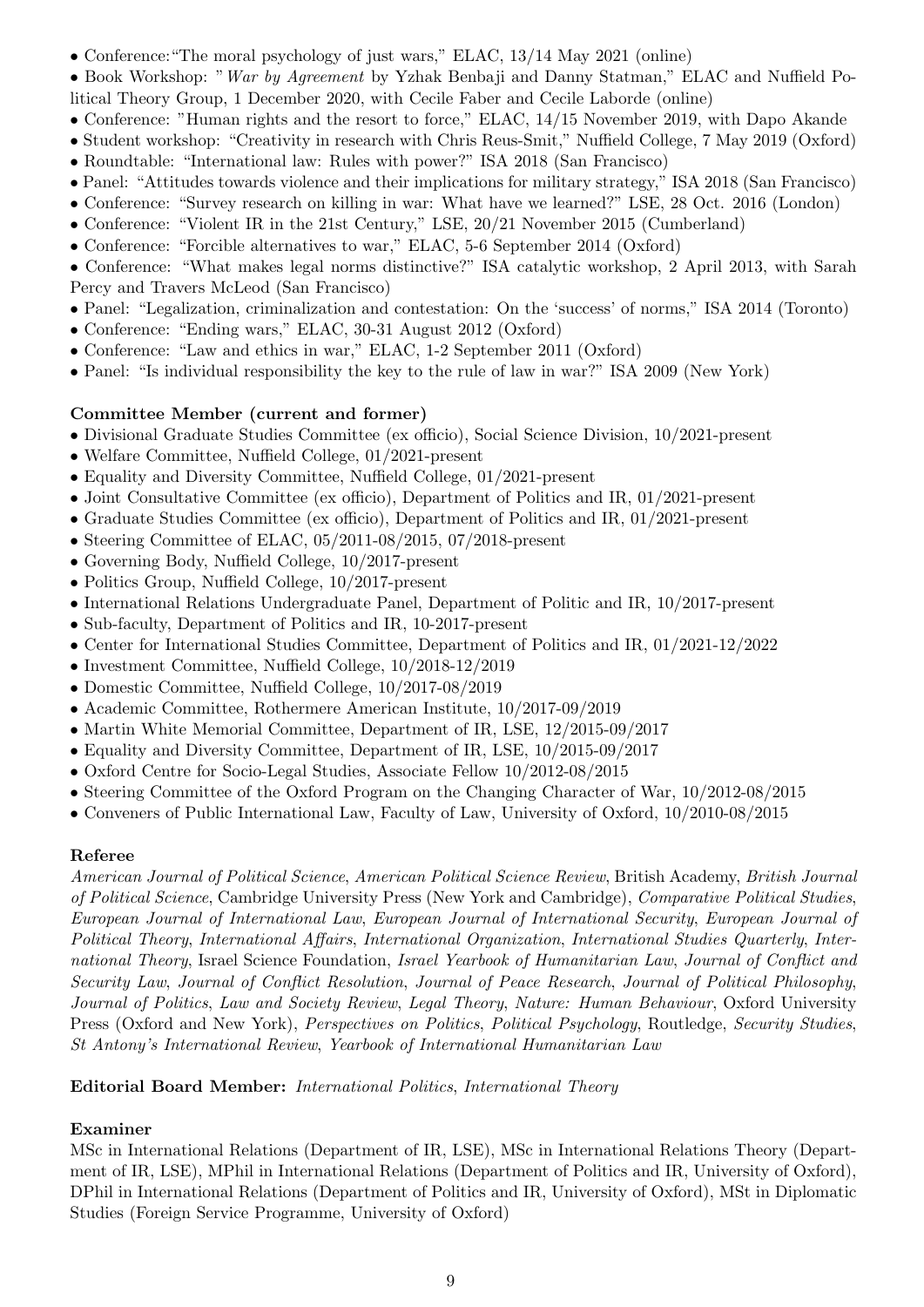- Conference:"The moral psychology of just wars," ELAC, 13/14 May 2021 (online)
- Book Workshop: "*War by Agreement* by Yzhak Benbaji and Danny Statman," ELAC and Nuffield Political Theory Group, 1 December 2020, with Cecile Faber and Cecile Laborde (online)
- Conference: "Human rights and the resort to force," ELAC, 14/15 November 2019, with Dapo Akande
- Student workshop: "Creativity in research with Chris Reus-Smit," Nuffield College, 7 May 2019 (Oxford)
- Roundtable: "International law: Rules with power?" ISA 2018 (San Francisco)
- Panel: "Attitudes towards violence and their implications for military strategy," ISA 2018 (San Francisco)
- Conference: "Survey research on killing in war: What have we learned?" LSE, 28 Oct. 2016 (London)
- Conference: "Violent IR in the 21st Century," LSE, 20/21 November 2015 (Cumberland)
- Conference: "Forcible alternatives to war," ELAC, 5-6 September 2014 (Oxford)
- Conference: "What makes legal norms distinctive?" ISA catalytic workshop, 2 April 2013, with Sarah Percy and Travers McLeod (San Francisco)
- Panel: "Legalization, criminalization and contestation: On the 'success' of norms," ISA 2014 (Toronto)
- Conference: "Ending wars," ELAC, 30-31 August 2012 (Oxford)
- Conference: "Law and ethics in war," ELAC, 1-2 September 2011 (Oxford)
- Panel: "Is individual responsibility the key to the rule of law in war?" ISA 2009 (New York)

**Committee Member (current and former)**

- Divisional Graduate Studies Committee (ex officio), Social Science Division, 10/2021-present
- Welfare Committee, Nuffield College, 01/2021-present
- Equality and Diversity Committee, Nuffield College, 01/2021-present
- Joint Consultative Committee (ex officio), Department of Politics and IR, 01/2021-present
- Graduate Studies Committee (ex officio), Department of Politics and IR, 01/2021-present
- Steering Committee of ELAC, 05/2011-08/2015, 07/2018-present
- Governing Body, Nuffield College, 10/2017-present
- Politics Group, Nuffield College, 10/2017-present
- International Relations Undergraduate Panel, Department of Politic and IR, 10/2017-present
- Sub-faculty, Department of Politics and IR, 10-2017-present
- Center for International Studies Committee, Department of Politics and IR, 01/2021-12/2022
- Investment Committee, Nuffield College, 10/2018-12/2019
- Domestic Committee, Nuffield College, 10/2017-08/2019
- Academic Committee, Rothermere American Institute, 10/2017-09/2019
- Martin White Memorial Committee, Department of IR, LSE, 12/2015-09/2017
- Equality and Diversity Committee, Department of IR, LSE, 10/2015-09/2017
- Oxford Centre for Socio-Legal Studies, Associate Fellow 10/2012-08/2015
- Steering Committee of the Oxford Program on the Changing Character of War, 10/2012-08/2015
- Conveners of Public International Law, Faculty of Law, University of Oxford, 10/2010-08/2015

**Referee**

*American Journal of Political Science*, *American Political Science Review*, British Academy, *British Journal of Political Science*, Cambridge University Press (New York and Cambridge), *Comparative Political Studies*, *European Journal of International Law*, *European Journal of International Security*, *European Journal of Political Theory*, *International Affairs*, *International Organization*, *International Studies Quarterly*, *International Theory*, Israel Science Foundation, *Israel Yearbook of Humanitarian Law*, *Journal of Conflict and Security Law*, *Journal of Conflict Resolution*, *Journal of Peace Research*, *Journal of Political Philosophy*, *Journal of Politics*, *Law and Society Review*, *Legal Theory*, *Nature: Human Behaviour*, Oxford University Press (Oxford and New York), *Perspectives on Politics*, *Political Psychology*, Routledge, *Security Studies*, *St Antony's International Review*, *Yearbook of International Humanitarian Law*

**Editorial Board Member:** *International Politics*, *International Theory*

**Examiner**

MSc in International Relations (Department of IR, LSE), MSc in International Relations Theory (Department of IR, LSE), MPhil in International Relations (Department of Politics and IR, University of Oxford), DPhil in International Relations (Department of Politics and IR, University of Oxford), MSt in Diplomatic Studies (Foreign Service Programme, University of Oxford)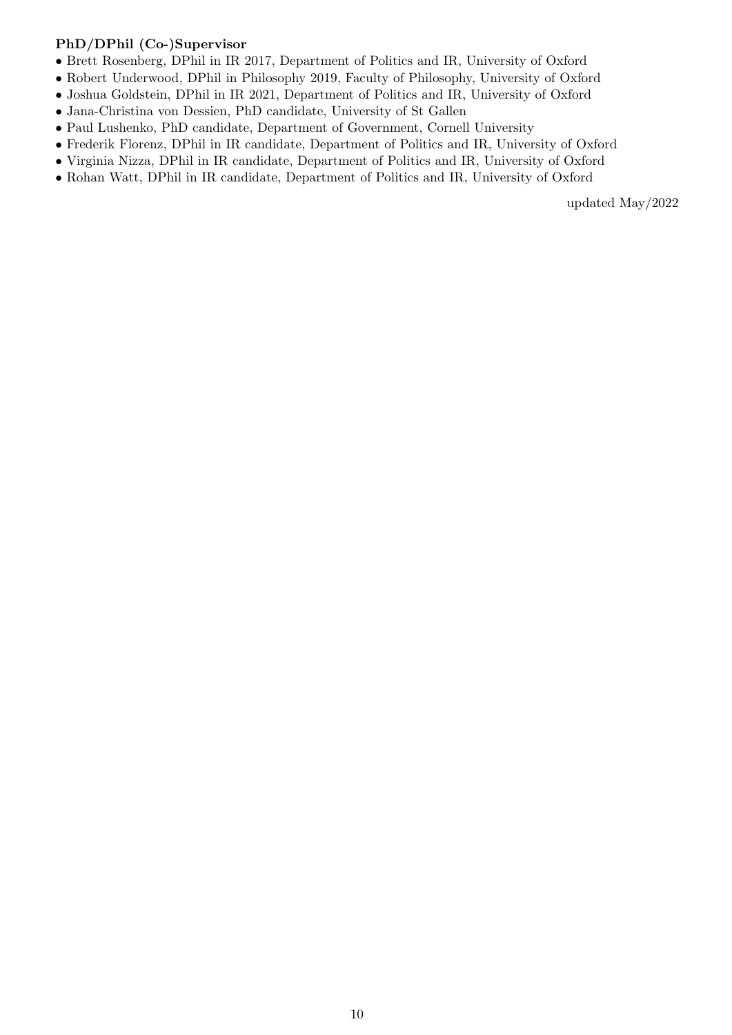**PhD/DPhil (Co-)Supervisor**

- Brett Rosenberg, DPhil in IR 2017, Department of Politics and IR, University of Oxford
- Robert Underwood, DPhil in Philosophy 2019, Faculty of Philosophy, University of Oxford
- Joshua Goldstein, DPhil in IR 2021, Department of Politics and IR, University of Oxford
- Jana-Christina von Dessien, PhD candidate, University of St Gallen
- Paul Lushenko, PhD candidate, Department of Government, Cornell University
- Frederik Florenz, DPhil in IR candidate, Department of Politics and IR, University of Oxford
- Virginia Nizza, DPhil in IR candidate, Department of Politics and IR, University of Oxford
- Rohan Watt, DPhil in IR candidate, Department of Politics and IR, University of Oxford

updated May/2022